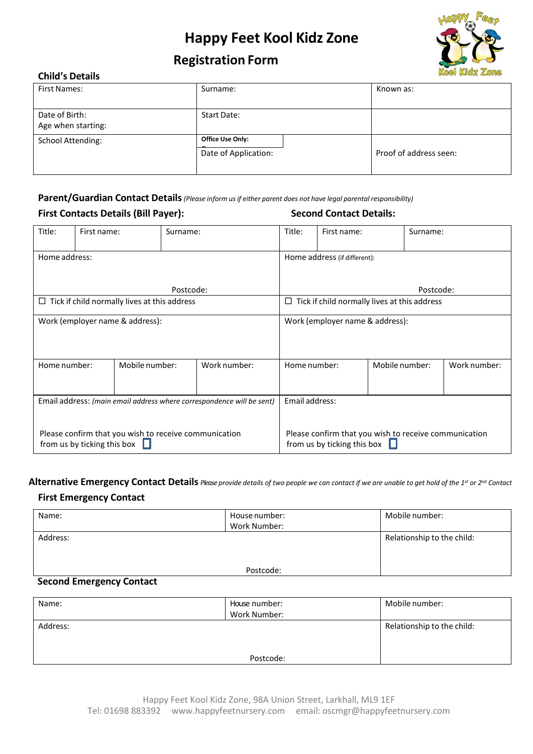# Happy Feet Kool Kidz Zone

## Registration Form

### Child's Details

| First Names: | Surname: | Known as: |
|---|---|---|
| Date of Birth:<br>Age when starting: | Start Date: | |
| School Attending: | **Office Use Only:**<br>Date of Application: | Proof of address seen: |

### Parent/Guardian Contact Details *(Please inform us if either parent does not have legal parental responsibility)*

**First Contacts Details (Bill Payer):** | **Second Contact Details:**

| Title: | First name: | Surname: | Title: | First name: | Surname: |
|---|---|---|---|---|---|
| Home address:<br><br>Postcode: | | | Home address (if different):<br><br>Postcode: | | |
| ☐ Tick if child normally lives at this address | | | ☐ Tick if child normally lives at this address | | |
| Work (employer name & address): | | | Work (employer name & address): | | |
| Home number: | Mobile number: | Work number: | Home number: | Mobile number: | Work number: |
| Email address: *(main email address where correspondence will be sent)*<br><br>Please confirm that you wish to receive communication from us by ticking this box ☐ | | | Email address:<br><br>Please confirm that you wish to receive communication from us by ticking this box ☐ | | |

### Alternative Emergency Contact Details *Please provide details of two people we can contact if we are unable to get hold of the 1st or 2nd Contact*

**First Emergency Contact**

| Name: | House number:<br>Work Number: | Mobile number: |
|---|---|---|
| Address:<br><br>Postcode: | | Relationship to the child: |

**Second Emergency Contact**

| Name: | House number:<br>Work Number: | Mobile number: |
|---|---|---|
| Address:<br><br>Postcode: | | Relationship to the child: |

Happy Feet Kool Kidz Zone, 98A Union Street, Larkhall, ML9 1EF
Tel: 01698 883392 www.happyfeetnursery.com email: oscmgr@happyfeetnursery.com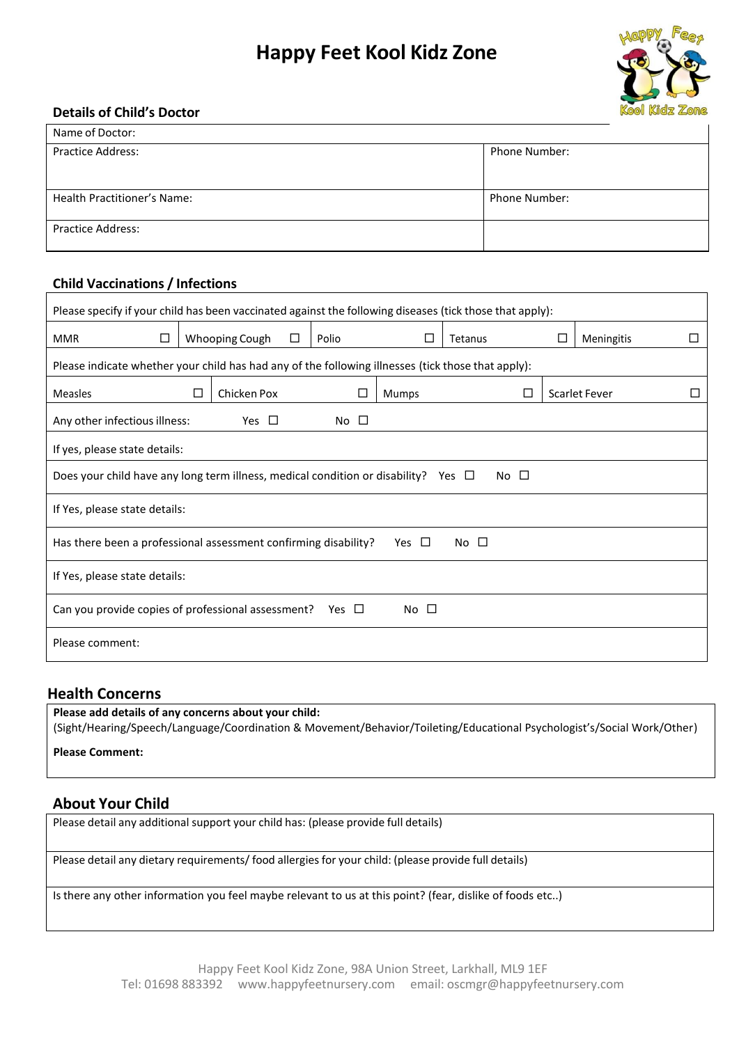# Happy Feet Kool Kidz Zone

### Details of Child's Doctor

| Name of Doctor: | |
|---|---|
| Practice Address: | Phone Number: |
| Health Practitioner's Name: | Phone Number: |
| Practice Address: | |

### Child Vaccinations / Infections

Please specify if your child has been vaccinated against the following diseases (tick those that apply):

| MMR ☐ | Whooping Cough ☐ | Polio ☐ | Tetanus ☐ | Meningitis ☐ |
|---|---|---|---|---|

Please indicate whether your child has had any of the following illnesses (tick those that apply):

| Measles ☐ | Chicken Pox ☐ | Mumps ☐ | Scarlet Fever ☐ |
|---|---|---|---|

Any other infectious illness: Yes ☐ No ☐

If yes, please state details:

Does your child have any long term illness, medical condition or disability? Yes ☐ No ☐

If Yes, please state details:

Has there been a professional assessment confirming disability? Yes ☐ No ☐

If Yes, please state details:

Can you provide copies of professional assessment? Yes ☐ No ☐

Please comment:

## Health Concerns

**Please add details of any concerns about your child:**
(Sight/Hearing/Speech/Language/Coordination & Movement/Behavior/Toileting/Educational Psychologist's/Social Work/Other)

**Please Comment:**

## About Your Child

Please detail any additional support your child has: (please provide full details)

Please detail any dietary requirements/ food allergies for your child: (please provide full details)

Is there any other information you feel maybe relevant to us at this point? (fear, dislike of foods etc..)

Happy Feet Kool Kidz Zone, 98A Union Street, Larkhall, ML9 1EF
Tel: 01698 883392 www.happyfeetnursery.com email: oscmgr@happyfeetnursery.com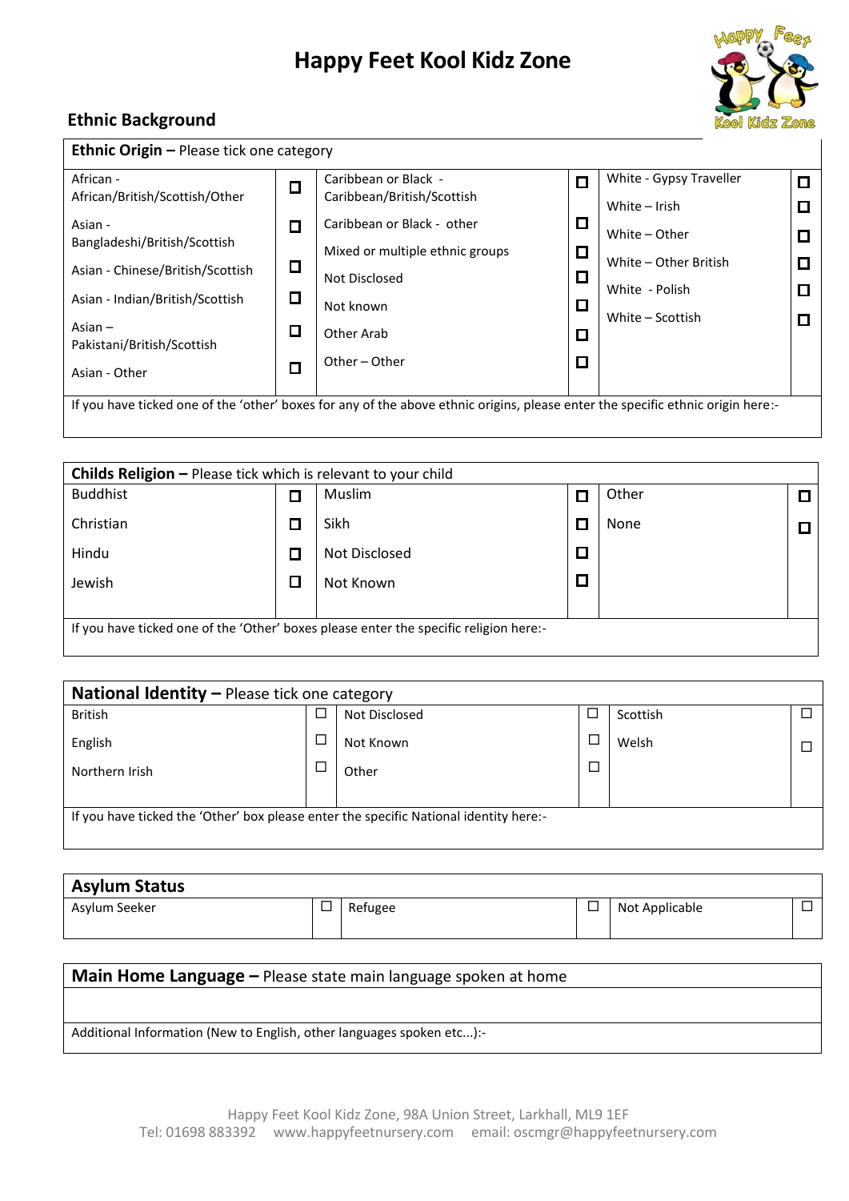# Happy Feet Kool Kidz Zone

## Ethnic Background

**Ethnic Origin –** Please tick one category

| | | | | | |
|---|---|---|---|---|---|
| African - African/British/Scottish/Other | ☐ | Caribbean or Black - Caribbean/British/Scottish | ☐ | White - Gypsy Traveller | ☐ |
| Asian - Bangladeshi/British/Scottish | ☐ | Caribbean or Black - other | ☐ | White – Irish | ☐ |
| Asian - Chinese/British/Scottish | ☐ | Mixed or multiple ethnic groups | ☐ | White – Other | ☐ |
| Asian - Indian/British/Scottish | ☐ | Not Disclosed | ☐ | White – Other British | ☐ |
| Asian – Pakistani/British/Scottish | ☐ | Not known | ☐ | White - Polish | ☐ |
| Asian - Other | ☐ | Other Arab | ☐ | White – Scottish | ☐ |
| | | Other – Other | ☐ | | |

If you have ticked one of the 'other' boxes for any of the above ethnic origins, please enter the specific ethnic origin here:-

**Childs Religion –** Please tick which is relevant to your child

| | | | | | |
|---|---|---|---|---|---|
| Buddhist | ☐ | Muslim | ☐ | Other | ☐ |
| Christian | ☐ | Sikh | ☐ | None | ☐ |
| Hindu | ☐ | Not Disclosed | ☐ | | |
| Jewish | ☐ | Not Known | ☐ | | |

If you have ticked one of the 'Other' boxes please enter the specific religion here:-

**National Identity –** Please tick one category

| | | | | | |
|---|---|---|---|---|---|
| British | ☐ | Not Disclosed | ☐ | Scottish | ☐ |
| English | ☐ | Not Known | ☐ | Welsh | ☐ |
| Northern Irish | ☐ | Other | ☐ | | |

If you have ticked the 'Other' box please enter the specific National identity here:-

**Asylum Status**

| | | | | | |
|---|---|---|---|---|---|
| Asylum Seeker | ☐ | Refugee | ☐ | Not Applicable | ☐ |

**Main Home Language –** Please state main language spoken at home

Additional Information (New to English, other languages spoken etc...):-

Happy Feet Kool Kidz Zone, 98A Union Street, Larkhall, ML9 1EF
Tel: 01698 883392 www.happyfeetnursery.com email: oscmgr@happyfeetnursery.com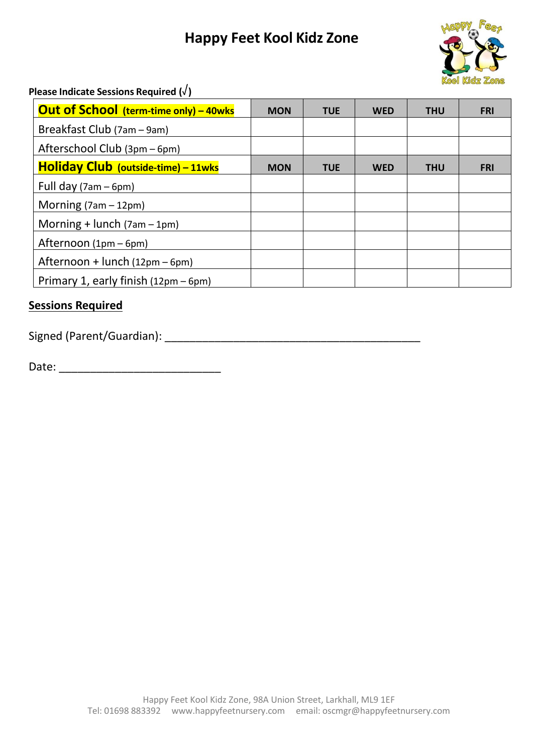# Happy Feet Kool Kidz Zone

**Please Indicate Sessions Required (√)**

| **Out of School (term-time only) – 40wks** | **MON** | **TUE** | **WED** | **THU** | **FRI** |
|---|---|---|---|---|---|
| Breakfast Club (7am – 9am) | | | | | |
| Afterschool Club (3pm – 6pm) | | | | | |
| **Holiday Club (outside-time) – 11wks** | **MON** | **TUE** | **WED** | **THU** | **FRI** |
| Full day (7am – 6pm) | | | | | |
| Morning (7am – 12pm) | | | | | |
| Morning + lunch (7am – 1pm) | | | | | |
| Afternoon (1pm – 6pm) | | | | | |
| Afternoon + lunch (12pm – 6pm) | | | | | |
| Primary 1, early finish (12pm – 6pm) | | | | | |

**Sessions Required**

Signed (Parent/Guardian): ________________________________________

Date: _________________________

Happy Feet Kool Kidz Zone, 98A Union Street, Larkhall, ML9 1EF
Tel: 01698 883392 www.happyfeetnursery.com email: oscmgr@happyfeetnursery.com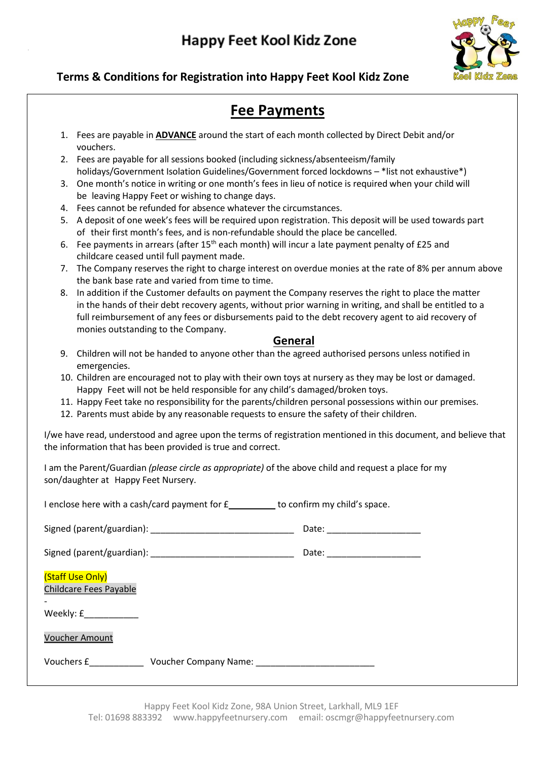# Happy Feet Kool Kidz Zone

## Terms & Conditions for Registration into Happy Feet Kool Kidz Zone

## Fee Payments

1. Fees are payable in **ADVANCE** around the start of each month collected by Direct Debit and/or vouchers.
2. Fees are payable for all sessions booked (including sickness/absenteeism/family holidays/Government Isolation Guidelines/Government forced lockdowns – *list not exhaustive*)
3. One month's notice in writing or one month's fees in lieu of notice is required when your child will be leaving Happy Feet or wishing to change days.
4. Fees cannot be refunded for absence whatever the circumstances.
5. A deposit of one week's fees will be required upon registration. This deposit will be used towards part of their first month's fees, and is non-refundable should the place be cancelled.
6. Fee payments in arrears (after 15th each month) will incur a late payment penalty of £25 and childcare ceased until full payment made.
7. The Company reserves the right to charge interest on overdue monies at the rate of 8% per annum above the bank base rate and varied from time to time.
8. In addition if the Customer defaults on payment the Company reserves the right to place the matter in the hands of their debt recovery agents, without prior warning in writing, and shall be entitled to a full reimbursement of any fees or disbursements paid to the debt recovery agent to aid recovery of monies outstanding to the Company.

## General

9. Children will not be handed to anyone other than the agreed authorised persons unless notified in emergencies.
10. Children are encouraged not to play with their own toys at nursery as they may be lost or damaged. Happy Feet will not be held responsible for any child's damaged/broken toys.
11. Happy Feet take no responsibility for the parents/children personal possessions within our premises.
12. Parents must abide by any reasonable requests to ensure the safety of their children.

I/we have read, understood and agree upon the terms of registration mentioned in this document, and believe that the information that has been provided is true and correct.

I am the Parent/Guardian *(please circle as appropriate)* of the above child and request a place for my son/daughter at Happy Feet Nursery.

I enclose here with a cash/card payment for £__________ to confirm my child's space.

Signed (parent/guardian): ______________________________ Date: ____________________

Signed (parent/guardian): ______________________________ Date: ____________________

(Staff Use Only)

Childcare Fees Payable

-

Weekly: £___________

Voucher Amount

Vouchers £___________ Voucher Company Name: ________________________

Happy Feet Kool Kidz Zone, 98A Union Street, Larkhall, ML9 1EF
Tel: 01698 883392 www.happyfeetnursery.com email: oscmgr@happyfeetnursery.com